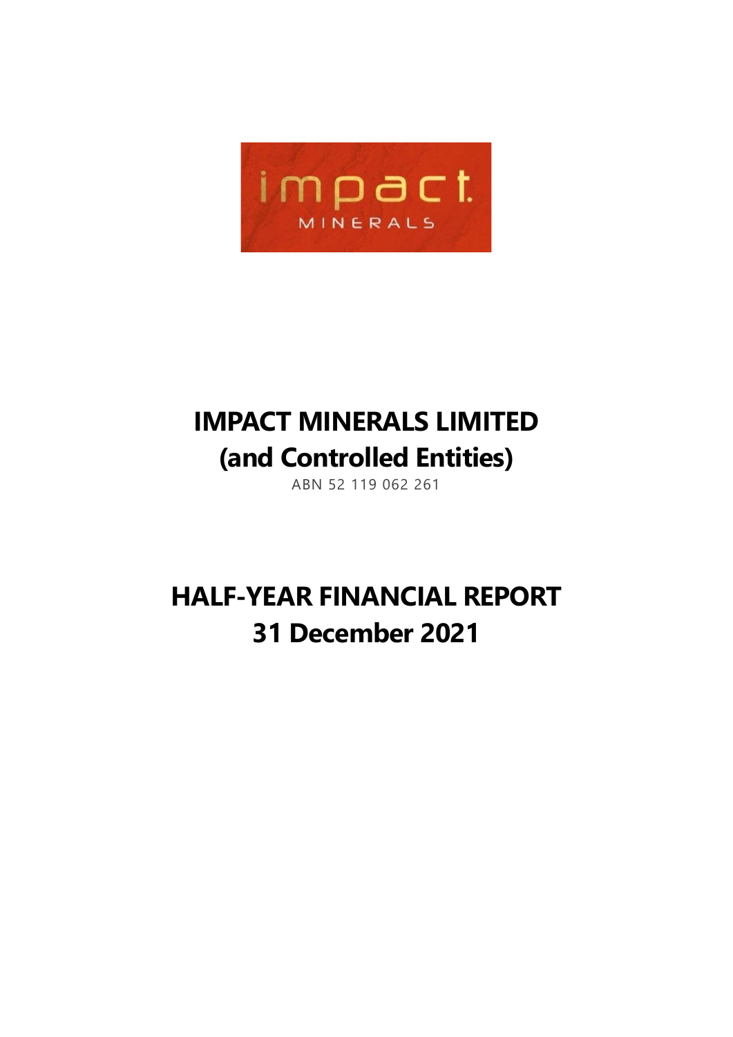# IMPACT MINERALS LIMITED
# (and Controlled Entities)

ABN 52 119 062 261

# HALF-YEAR FINANCIAL REPORT
# 31 December 2021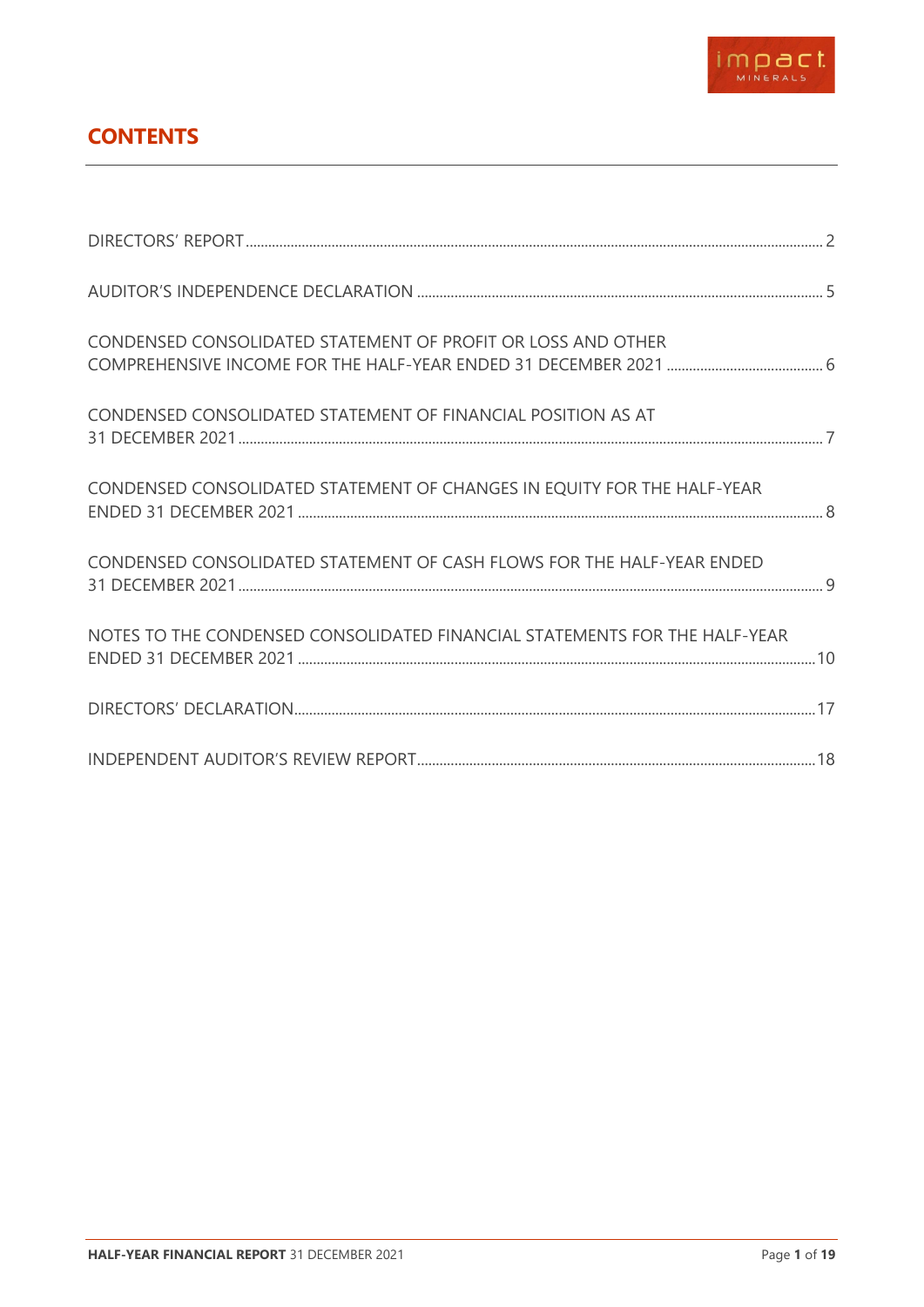# CONTENTS

| | |
|---|---|
| DIRECTORS' REPORT | 2 |
| AUDITOR'S INDEPENDENCE DECLARATION | 5 |
| CONDENSED CONSOLIDATED STATEMENT OF PROFIT OR LOSS AND OTHER COMPREHENSIVE INCOME FOR THE HALF-YEAR ENDED 31 DECEMBER 2021 | 6 |
| CONDENSED CONSOLIDATED STATEMENT OF FINANCIAL POSITION AS AT 31 DECEMBER 2021 | 7 |
| CONDENSED CONSOLIDATED STATEMENT OF CHANGES IN EQUITY FOR THE HALF-YEAR ENDED 31 DECEMBER 2021 | 8 |
| CONDENSED CONSOLIDATED STATEMENT OF CASH FLOWS FOR THE HALF-YEAR ENDED 31 DECEMBER 2021 | 9 |
| NOTES TO THE CONDENSED CONSOLIDATED FINANCIAL STATEMENTS FOR THE HALF-YEAR ENDED 31 DECEMBER 2021 | 10 |
| DIRECTORS' DECLARATION | 17 |
| INDEPENDENT AUDITOR'S REVIEW REPORT | 18 |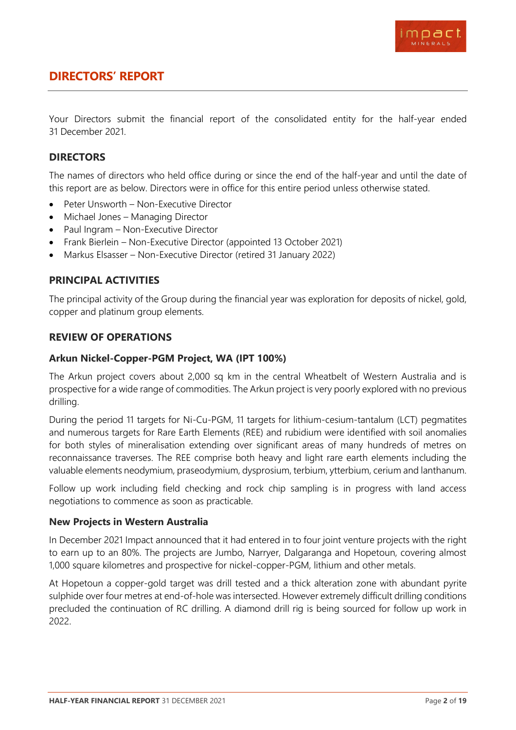# DIRECTORS' REPORT

Your Directors submit the financial report of the consolidated entity for the half-year ended 31 December 2021.

## DIRECTORS

The names of directors who held office during or since the end of the half-year and until the date of this report are as below. Directors were in office for this entire period unless otherwise stated.

- Peter Unsworth – Non-Executive Director
- Michael Jones – Managing Director
- Paul Ingram – Non-Executive Director
- Frank Bierlein – Non-Executive Director (appointed 13 October 2021)
- Markus Elsasser – Non-Executive Director (retired 31 January 2022)

## PRINCIPAL ACTIVITIES

The principal activity of the Group during the financial year was exploration for deposits of nickel, gold, copper and platinum group elements.

## REVIEW OF OPERATIONS

### Arkun Nickel-Copper-PGM Project, WA (IPT 100%)

The Arkun project covers about 2,000 sq km in the central Wheatbelt of Western Australia and is prospective for a wide range of commodities. The Arkun project is very poorly explored with no previous drilling.

During the period 11 targets for Ni-Cu-PGM, 11 targets for lithium-cesium-tantalum (LCT) pegmatites and numerous targets for Rare Earth Elements (REE) and rubidium were identified with soil anomalies for both styles of mineralisation extending over significant areas of many hundreds of metres on reconnaissance traverses. The REE comprise both heavy and light rare earth elements including the valuable elements neodymium, praseodymium, dysprosium, terbium, ytterbium, cerium and lanthanum.

Follow up work including field checking and rock chip sampling is in progress with land access negotiations to commence as soon as practicable.

### New Projects in Western Australia

In December 2021 Impact announced that it had entered in to four joint venture projects with the right to earn up to an 80%. The projects are Jumbo, Narryer, Dalgaranga and Hopetoun, covering almost 1,000 square kilometres and prospective for nickel-copper-PGM, lithium and other metals.

At Hopetoun a copper-gold target was drill tested and a thick alteration zone with abundant pyrite sulphide over four metres at end-of-hole was intersected. However extremely difficult drilling conditions precluded the continuation of RC drilling. A diamond drill rig is being sourced for follow up work in 2022.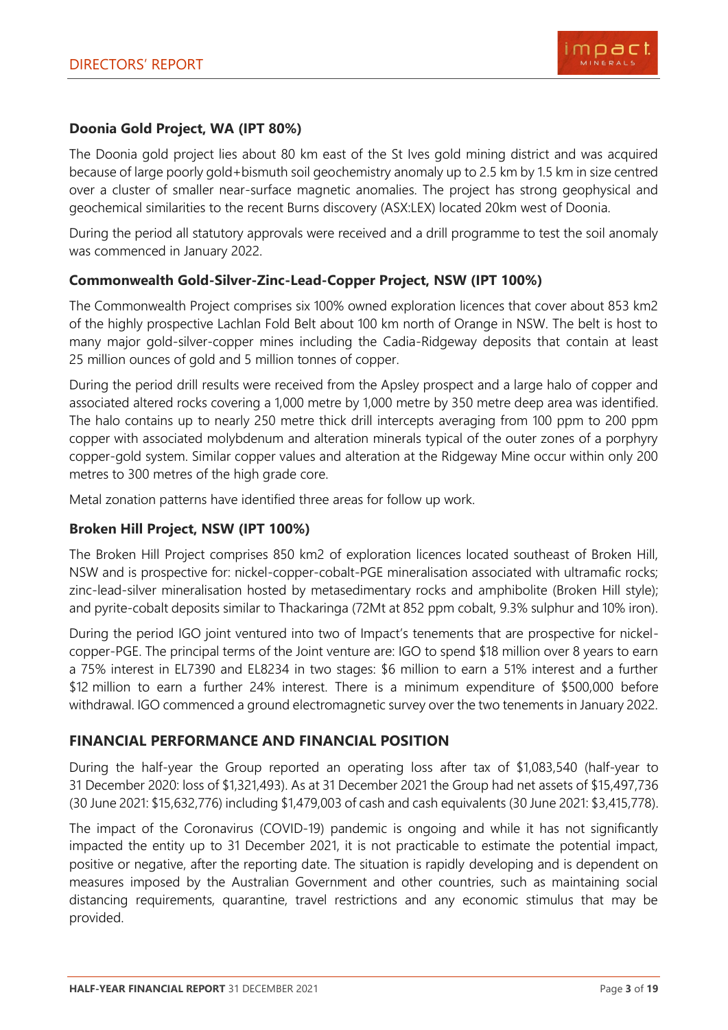### Doonia Gold Project, WA (IPT 80%)

The Doonia gold project lies about 80 km east of the St Ives gold mining district and was acquired because of large poorly gold+bismuth soil geochemistry anomaly up to 2.5 km by 1.5 km in size centred over a cluster of smaller near-surface magnetic anomalies. The project has strong geophysical and geochemical similarities to the recent Burns discovery (ASX:LEX) located 20km west of Doonia.

During the period all statutory approvals were received and a drill programme to test the soil anomaly was commenced in January 2022.

### Commonwealth Gold-Silver-Zinc-Lead-Copper Project, NSW (IPT 100%)

The Commonwealth Project comprises six 100% owned exploration licences that cover about 853 km2 of the highly prospective Lachlan Fold Belt about 100 km north of Orange in NSW. The belt is host to many major gold-silver-copper mines including the Cadia-Ridgeway deposits that contain at least 25 million ounces of gold and 5 million tonnes of copper.

During the period drill results were received from the Apsley prospect and a large halo of copper and associated altered rocks covering a 1,000 metre by 1,000 metre by 350 metre deep area was identified. The halo contains up to nearly 250 metre thick drill intercepts averaging from 100 ppm to 200 ppm copper with associated molybdenum and alteration minerals typical of the outer zones of a porphyry copper-gold system. Similar copper values and alteration at the Ridgeway Mine occur within only 200 metres to 300 metres of the high grade core.

Metal zonation patterns have identified three areas for follow up work.

### Broken Hill Project, NSW (IPT 100%)

The Broken Hill Project comprises 850 km2 of exploration licences located southeast of Broken Hill, NSW and is prospective for: nickel-copper-cobalt-PGE mineralisation associated with ultramafic rocks; zinc-lead-silver mineralisation hosted by metasedimentary rocks and amphibolite (Broken Hill style); and pyrite-cobalt deposits similar to Thackaringa (72Mt at 852 ppm cobalt, 9.3% sulphur and 10% iron).

During the period IGO joint ventured into two of Impact's tenements that are prospective for nickel-copper-PGE. The principal terms of the Joint venture are: IGO to spend $18 million over 8 years to earn a 75% interest in EL7390 and EL8234 in two stages: $6 million to earn a 51% interest and a further $12 million to earn a further 24% interest. There is a minimum expenditure of $500,000 before withdrawal. IGO commenced a ground electromagnetic survey over the two tenements in January 2022.

## FINANCIAL PERFORMANCE AND FINANCIAL POSITION

During the half-year the Group reported an operating loss after tax of $1,083,540 (half-year to 31 December 2020: loss of $1,321,493). As at 31 December 2021 the Group had net assets of $15,497,736 (30 June 2021: $15,632,776) including $1,479,003 of cash and cash equivalents (30 June 2021: $3,415,778).

The impact of the Coronavirus (COVID-19) pandemic is ongoing and while it has not significantly impacted the entity up to 31 December 2021, it is not practicable to estimate the potential impact, positive or negative, after the reporting date. The situation is rapidly developing and is dependent on measures imposed by the Australian Government and other countries, such as maintaining social distancing requirements, quarantine, travel restrictions and any economic stimulus that may be provided.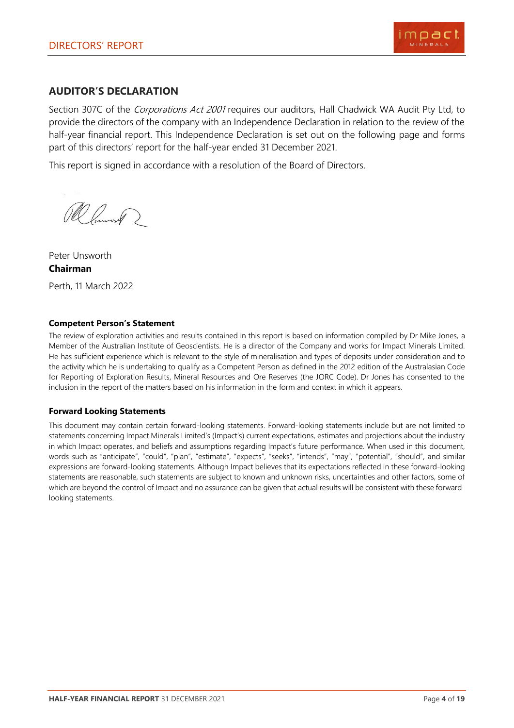## AUDITOR'S DECLARATION

Section 307C of the *Corporations Act 2001* requires our auditors, Hall Chadwick WA Audit Pty Ltd, to provide the directors of the company with an Independence Declaration in relation to the review of the half-year financial report. This Independence Declaration is set out on the following page and forms part of this directors' report for the half-year ended 31 December 2021.

This report is signed in accordance with a resolution of the Board of Directors.

Peter Unsworth
**Chairman**

Perth, 11 March 2022

### Competent Person's Statement

The review of exploration activities and results contained in this report is based on information compiled by Dr Mike Jones, a Member of the Australian Institute of Geoscientists. He is a director of the Company and works for Impact Minerals Limited. He has sufficient experience which is relevant to the style of mineralisation and types of deposits under consideration and to the activity which he is undertaking to qualify as a Competent Person as defined in the 2012 edition of the Australasian Code for Reporting of Exploration Results, Mineral Resources and Ore Reserves (the JORC Code). Dr Jones has consented to the inclusion in the report of the matters based on his information in the form and context in which it appears.

### Forward Looking Statements

This document may contain certain forward-looking statements. Forward-looking statements include but are not limited to statements concerning Impact Minerals Limited's (Impact's) current expectations, estimates and projections about the industry in which Impact operates, and beliefs and assumptions regarding Impact's future performance. When used in this document, words such as "anticipate", "could", "plan", "estimate", "expects", "seeks", "intends", "may", "potential", "should", and similar expressions are forward-looking statements. Although Impact believes that its expectations reflected in these forward-looking statements are reasonable, such statements are subject to known and unknown risks, uncertainties and other factors, some of which are beyond the control of Impact and no assurance can be given that actual results will be consistent with these forward-looking statements.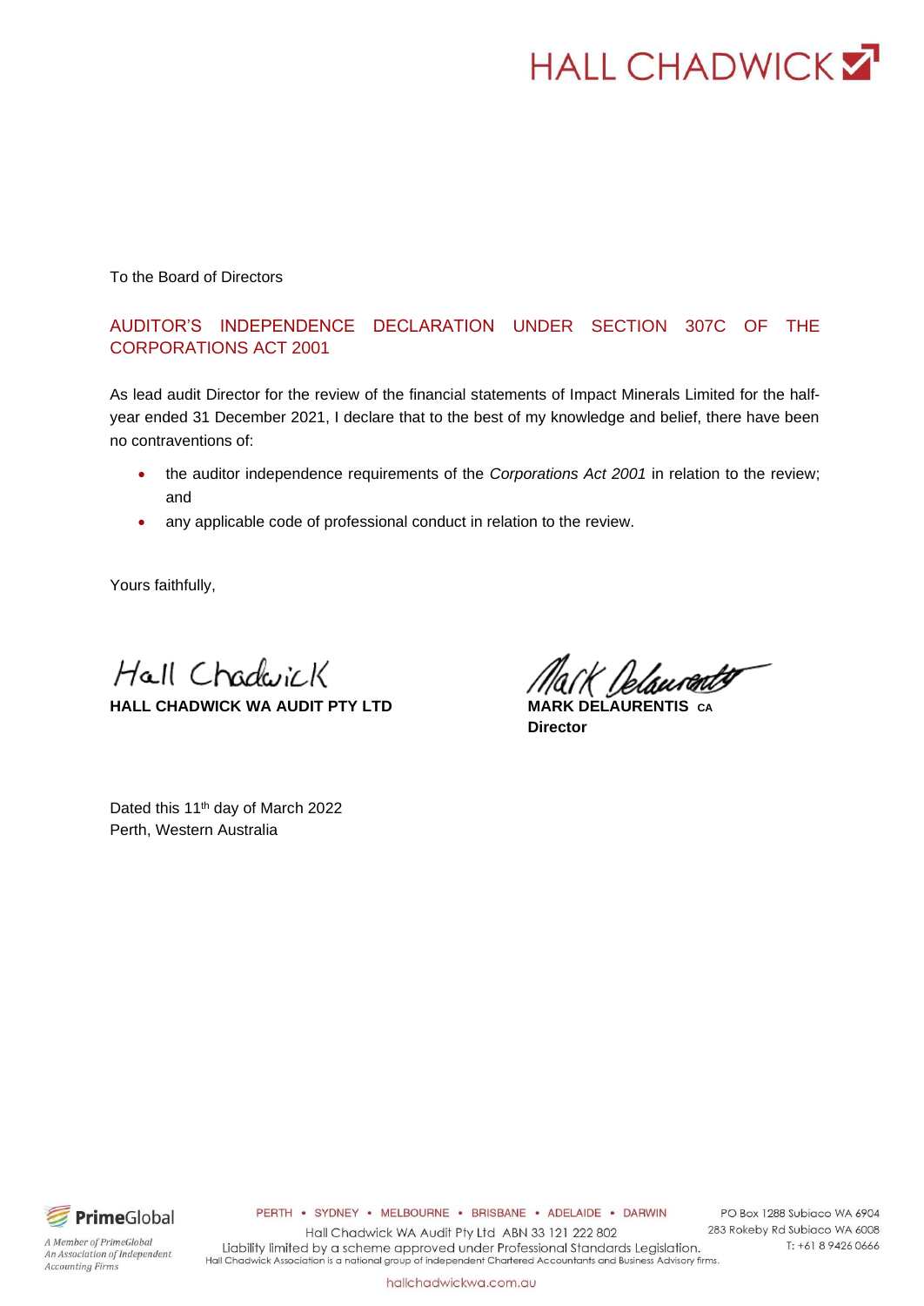HALL CHADWICK

To the Board of Directors

## AUDITOR'S INDEPENDENCE DECLARATION UNDER SECTION 307C OF THE CORPORATIONS ACT 2001

As lead audit Director for the review of the financial statements of Impact Minerals Limited for the half-year ended 31 December 2021, I declare that to the best of my knowledge and belief, there have been no contraventions of:

- the auditor independence requirements of the *Corporations Act 2001* in relation to the review; and
- any applicable code of professional conduct in relation to the review.

Yours faithfully,

Hall Chadwick
**HALL CHADWICK WA AUDIT PTY LTD**

Mark Delaurentis
**MARK DELAURENTIS** CA
**Director**

Dated this 11th day of March 2022
Perth, Western Australia

PERTH • SYDNEY • MELBOURNE • BRISBANE • ADELAIDE • DARWIN

Hall Chadwick WA Audit Pty Ltd ABN 33 121 222 802
Liability limited by a scheme approved under Professional Standards Legislation.
Hall Chadwick Association is a national group of independent Chartered Accountants and Business Advisory firms.

PO Box 1288 Subiaco WA 6904
283 Rokeby Rd Subiaco WA 6008
T: +61 8 9426 0666

PrimeGlobal
A Member of PrimeGlobal
An Association of Independent Accounting Firms

hallchadwickwa.com.au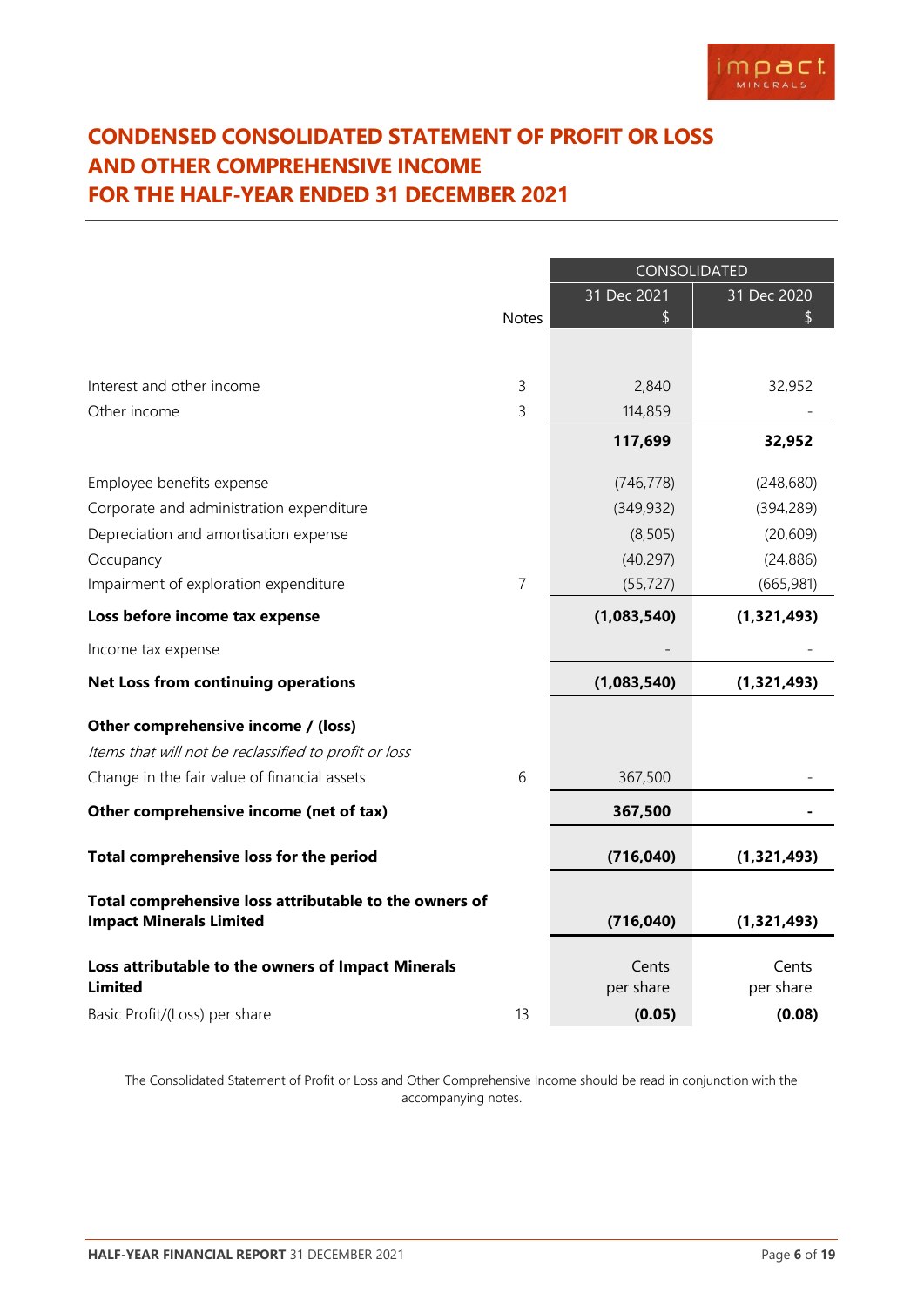# CONDENSED CONSOLIDATED STATEMENT OF PROFIT OR LOSS AND OTHER COMPREHENSIVE INCOME FOR THE HALF-YEAR ENDED 31 DECEMBER 2021

| | Notes | CONSOLIDATED | |
|---|---|---|---|
| | | 31 Dec 2021 $ | 31 Dec 2020 $ |
| Interest and other income | 3 | 2,840 | 32,952 |
| Other income | 3 | 114,859 | - |
| | | **117,699** | **32,952** |
| Employee benefits expense | | (746,778) | (248,680) |
| Corporate and administration expenditure | | (349,932) | (394,289) |
| Depreciation and amortisation expense | | (8,505) | (20,609) |
| Occupancy | | (40,297) | (24,886) |
| Impairment of exploration expenditure | 7 | (55,727) | (665,981) |
| **Loss before income tax expense** | | **(1,083,540)** | **(1,321,493)** |
| Income tax expense | | - | - |
| **Net Loss from continuing operations** | | **(1,083,540)** | **(1,321,493)** |
| **Other comprehensive income / (loss)** | | | |
| *Items that will not be reclassified to profit or loss* | | | |
| Change in the fair value of financial assets | 6 | 367,500 | - |
| **Other comprehensive income (net of tax)** | | **367,500** | **-** |
| **Total comprehensive loss for the period** | | **(716,040)** | **(1,321,493)** |
| **Total comprehensive loss attributable to the owners of Impact Minerals Limited** | | **(716,040)** | **(1,321,493)** |
| **Loss attributable to the owners of Impact Minerals Limited** | | Cents per share | Cents per share |
| Basic Profit/(Loss) per share | 13 | **(0.05)** | **(0.08)** |

The Consolidated Statement of Profit or Loss and Other Comprehensive Income should be read in conjunction with the accompanying notes.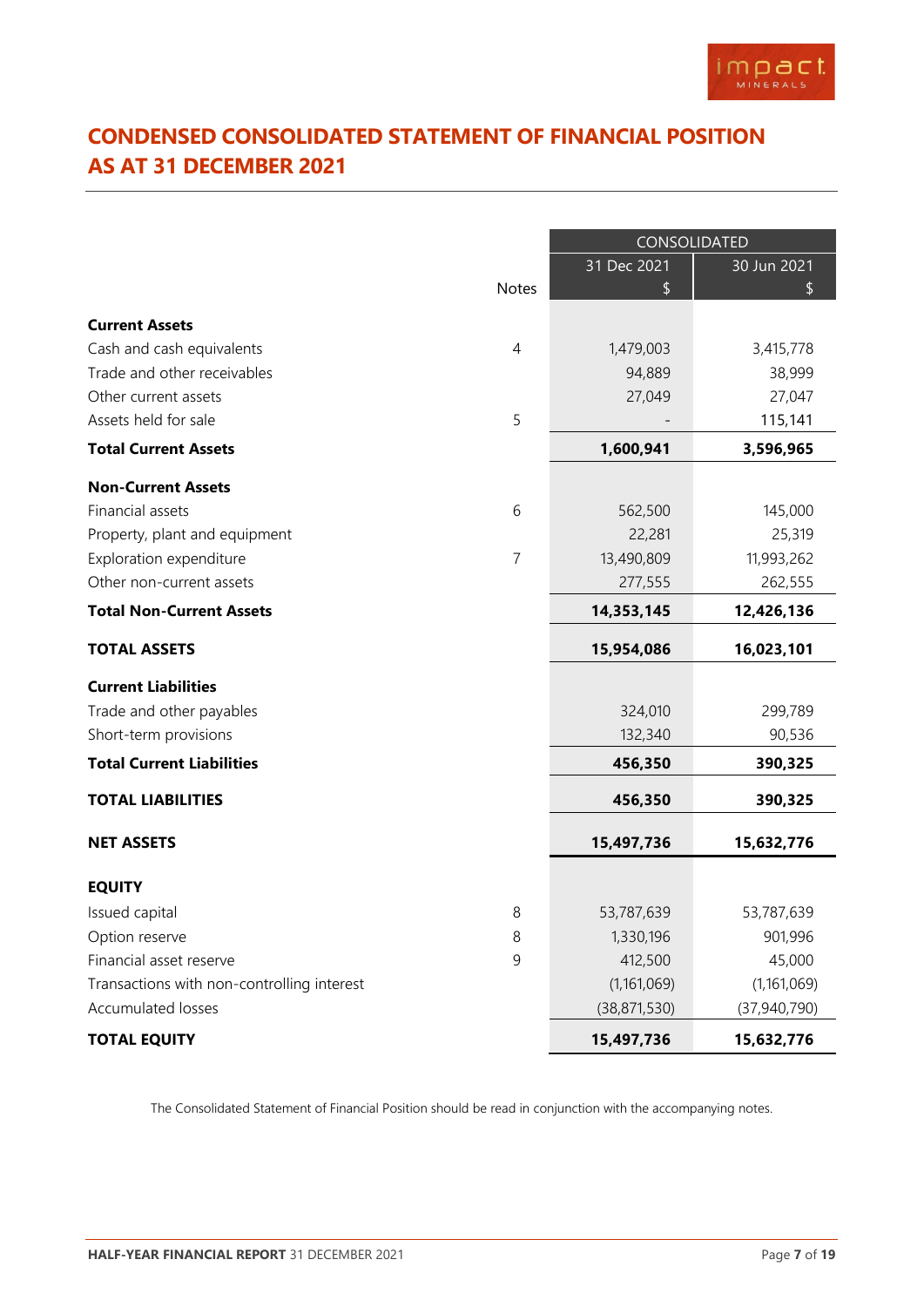# CONDENSED CONSOLIDATED STATEMENT OF FINANCIAL POSITION AS AT 31 DECEMBER 2021

| | Notes | CONSOLIDATED | |
|---|---|---|---|
| | | 31 Dec 2021 | 30 Jun 2021 |
| | | $ | $ |
| **Current Assets** | | | |
| Cash and cash equivalents | 4 | 1,479,003 | 3,415,778 |
| Trade and other receivables | | 94,889 | 38,999 |
| Other current assets | | 27,049 | 27,047 |
| Assets held for sale | 5 | - | 115,141 |
| **Total Current Assets** | | **1,600,941** | **3,596,965** |
| **Non-Current Assets** | | | |
| Financial assets | 6 | 562,500 | 145,000 |
| Property, plant and equipment | | 22,281 | 25,319 |
| Exploration expenditure | 7 | 13,490,809 | 11,993,262 |
| Other non-current assets | | 277,555 | 262,555 |
| **Total Non-Current Assets** | | **14,353,145** | **12,426,136** |
| **TOTAL ASSETS** | | **15,954,086** | **16,023,101** |
| **Current Liabilities** | | | |
| Trade and other payables | | 324,010 | 299,789 |
| Short-term provisions | | 132,340 | 90,536 |
| **Total Current Liabilities** | | **456,350** | **390,325** |
| **TOTAL LIABILITIES** | | **456,350** | **390,325** |
| **NET ASSETS** | | **15,497,736** | **15,632,776** |
| **EQUITY** | | | |
| Issued capital | 8 | 53,787,639 | 53,787,639 |
| Option reserve | 8 | 1,330,196 | 901,996 |
| Financial asset reserve | 9 | 412,500 | 45,000 |
| Transactions with non-controlling interest | | (1,161,069) | (1,161,069) |
| Accumulated losses | | (38,871,530) | (37,940,790) |
| **TOTAL EQUITY** | | **15,497,736** | **15,632,776** |

The Consolidated Statement of Financial Position should be read in conjunction with the accompanying notes.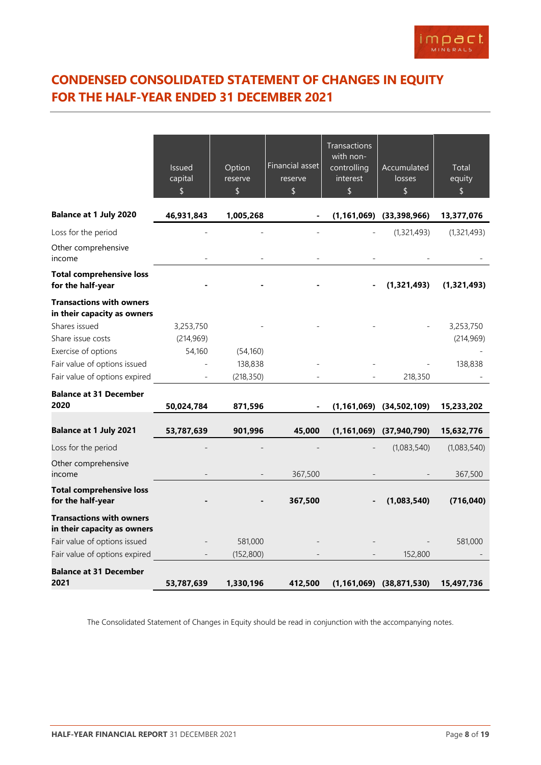# CONDENSED CONSOLIDATED STATEMENT OF CHANGES IN EQUITY FOR THE HALF-YEAR ENDED 31 DECEMBER 2021

| | Issued capital $ | Option reserve $ | Financial asset reserve $ | Transactions with non-controlling interest $ | Accumulated losses $ | Total equity $ |
|---|---|---|---|---|---|---|
| **Balance at 1 July 2020** | **46,931,843** | **1,005,268** | **-** | **(1,161,069)** | **(33,398,966)** | **13,377,076** |
| Loss for the period | - | - | - | - | (1,321,493) | (1,321,493) |
| Other comprehensive income | - | - | - | - | - | - |
| **Total comprehensive loss for the half-year** | **-** | **-** | **-** | **-** | **(1,321,493)** | **(1,321,493)** |
| **Transactions with owners in their capacity as owners** | | | | | | |
| Shares issued | 3,253,750 | - | - | - | - | 3,253,750 |
| Share issue costs | (214,969) | | | | | (214,969) |
| Exercise of options | 54,160 | (54,160) | | | | - |
| Fair value of options issued | - | 138,838 | - | - | - | 138,838 |
| Fair value of options expired | - | (218,350) | - | - | 218,350 | - |
| **Balance at 31 December 2020** | **50,024,784** | **871,596** | **-** | **(1,161,069)** | **(34,502,109)** | **15,233,202** |
| **Balance at 1 July 2021** | **53,787,639** | **901,996** | **45,000** | **(1,161,069)** | **(37,940,790)** | **15,632,776** |
| Loss for the period | - | - | - | - | (1,083,540) | (1,083,540) |
| Other comprehensive income | - | - | 367,500 | - | - | 367,500 |
| **Total comprehensive loss for the half-year** | **-** | **-** | **367,500** | **-** | **(1,083,540)** | **(716,040)** |
| **Transactions with owners in their capacity as owners** | | | | | | |
| Fair value of options issued | - | 581,000 | - | - | - | 581,000 |
| Fair value of options expired | - | (152,800) | - | - | 152,800 | - |
| **Balance at 31 December 2021** | **53,787,639** | **1,330,196** | **412,500** | **(1,161,069)** | **(38,871,530)** | **15,497,736** |

The Consolidated Statement of Changes in Equity should be read in conjunction with the accompanying notes.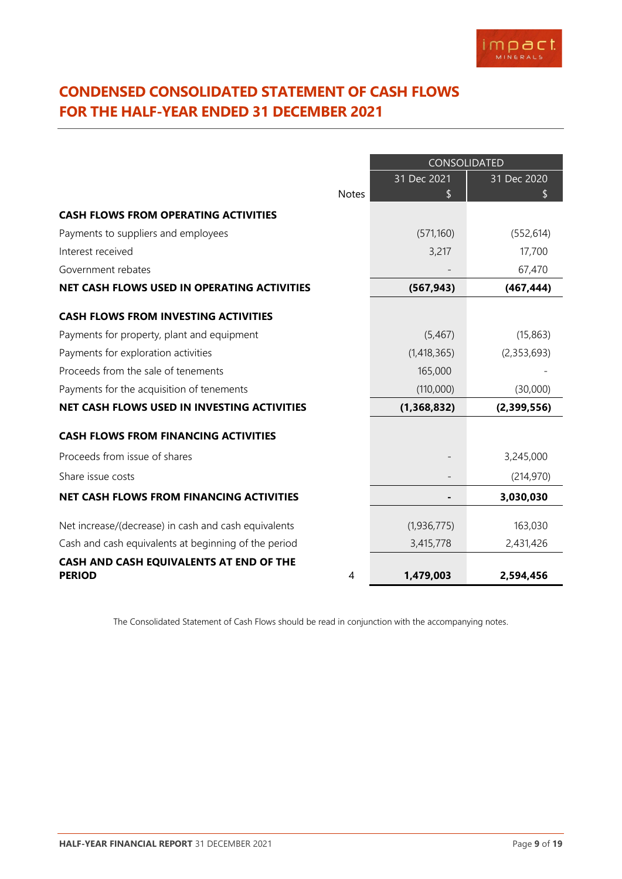# CONDENSED CONSOLIDATED STATEMENT OF CASH FLOWS FOR THE HALF-YEAR ENDED 31 DECEMBER 2021

| | Notes | CONSOLIDATED | |
|---|---|---|---|
| | | 31 Dec 2021 $ | 31 Dec 2020 $ |
| **CASH FLOWS FROM OPERATING ACTIVITIES** | | | |
| Payments to suppliers and employees | | (571,160) | (552,614) |
| Interest received | | 3,217 | 17,700 |
| Government rebates | | - | 67,470 |
| **NET CASH FLOWS USED IN OPERATING ACTIVITIES** | | **(567,943)** | **(467,444)** |
| **CASH FLOWS FROM INVESTING ACTIVITIES** | | | |
| Payments for property, plant and equipment | | (5,467) | (15,863) |
| Payments for exploration activities | | (1,418,365) | (2,353,693) |
| Proceeds from the sale of tenements | | 165,000 | - |
| Payments for the acquisition of tenements | | (110,000) | (30,000) |
| **NET CASH FLOWS USED IN INVESTING ACTIVITIES** | | **(1,368,832)** | **(2,399,556)** |
| **CASH FLOWS FROM FINANCING ACTIVITIES** | | | |
| Proceeds from issue of shares | | - | 3,245,000 |
| Share issue costs | | - | (214,970) |
| **NET CASH FLOWS FROM FINANCING ACTIVITIES** | | **-** | **3,030,030** |
| Net increase/(decrease) in cash and cash equivalents | | (1,936,775) | 163,030 |
| Cash and cash equivalents at beginning of the period | | 3,415,778 | 2,431,426 |
| **CASH AND CASH EQUIVALENTS AT END OF THE PERIOD** | 4 | **1,479,003** | **2,594,456** |

The Consolidated Statement of Cash Flows should be read in conjunction with the accompanying notes.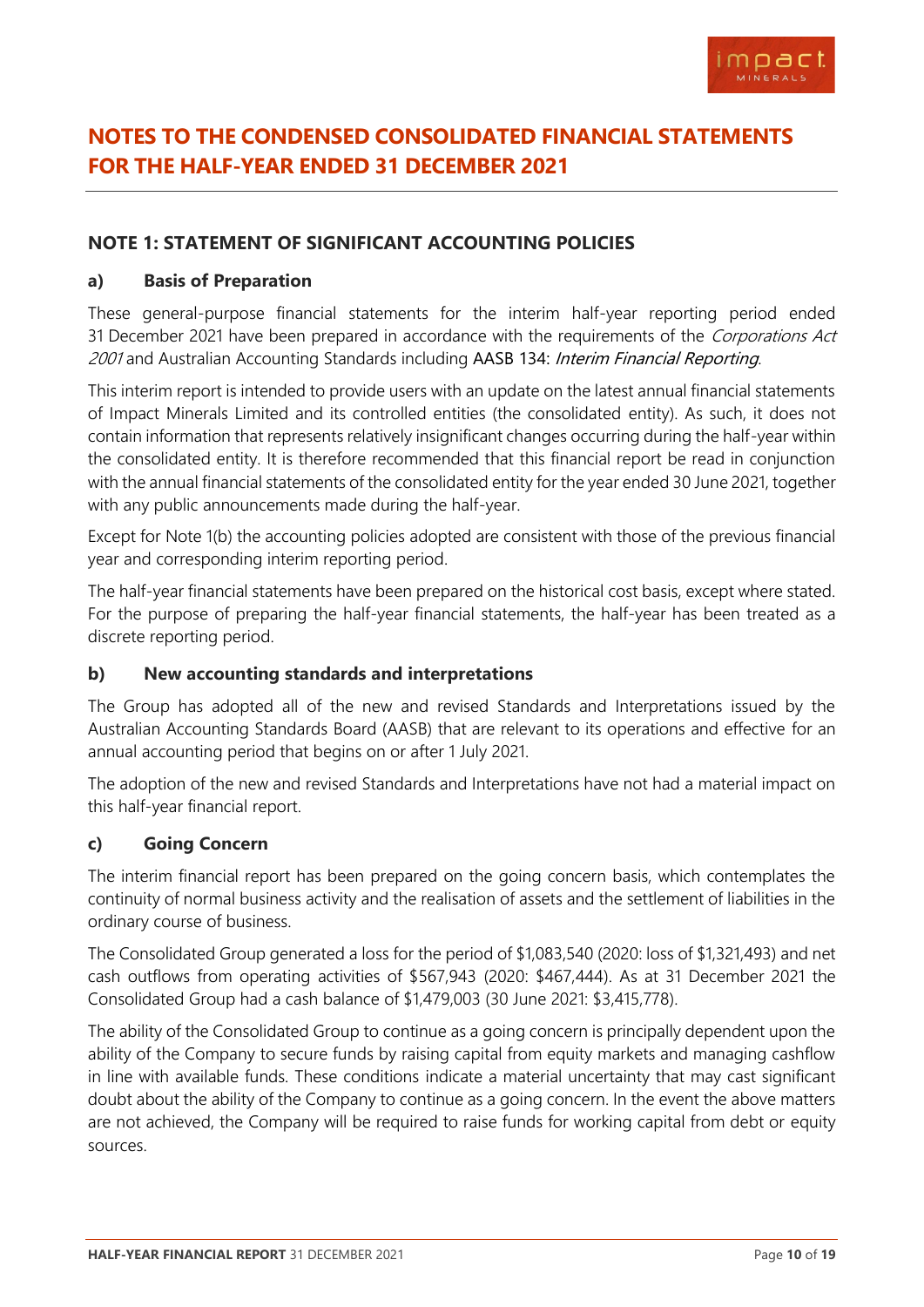# NOTES TO THE CONDENSED CONSOLIDATED FINANCIAL STATEMENTS FOR THE HALF-YEAR ENDED 31 DECEMBER 2021

## NOTE 1: STATEMENT OF SIGNIFICANT ACCOUNTING POLICIES

### a) Basis of Preparation

These general-purpose financial statements for the interim half-year reporting period ended 31 December 2021 have been prepared in accordance with the requirements of the *Corporations Act 2001* and Australian Accounting Standards including AASB 134: *Interim Financial Reporting*.

This interim report is intended to provide users with an update on the latest annual financial statements of Impact Minerals Limited and its controlled entities (the consolidated entity). As such, it does not contain information that represents relatively insignificant changes occurring during the half-year within the consolidated entity. It is therefore recommended that this financial report be read in conjunction with the annual financial statements of the consolidated entity for the year ended 30 June 2021, together with any public announcements made during the half-year.

Except for Note 1(b) the accounting policies adopted are consistent with those of the previous financial year and corresponding interim reporting period.

The half-year financial statements have been prepared on the historical cost basis, except where stated. For the purpose of preparing the half-year financial statements, the half-year has been treated as a discrete reporting period.

### b) New accounting standards and interpretations

The Group has adopted all of the new and revised Standards and Interpretations issued by the Australian Accounting Standards Board (AASB) that are relevant to its operations and effective for an annual accounting period that begins on or after 1 July 2021.

The adoption of the new and revised Standards and Interpretations have not had a material impact on this half-year financial report.

### c) Going Concern

The interim financial report has been prepared on the going concern basis, which contemplates the continuity of normal business activity and the realisation of assets and the settlement of liabilities in the ordinary course of business.

The Consolidated Group generated a loss for the period of $1,083,540 (2020: loss of $1,321,493) and net cash outflows from operating activities of $567,943 (2020: $467,444). As at 31 December 2021 the Consolidated Group had a cash balance of $1,479,003 (30 June 2021: $3,415,778).

The ability of the Consolidated Group to continue as a going concern is principally dependent upon the ability of the Company to secure funds by raising capital from equity markets and managing cashflow in line with available funds. These conditions indicate a material uncertainty that may cast significant doubt about the ability of the Company to continue as a going concern. In the event the above matters are not achieved, the Company will be required to raise funds for working capital from debt or equity sources.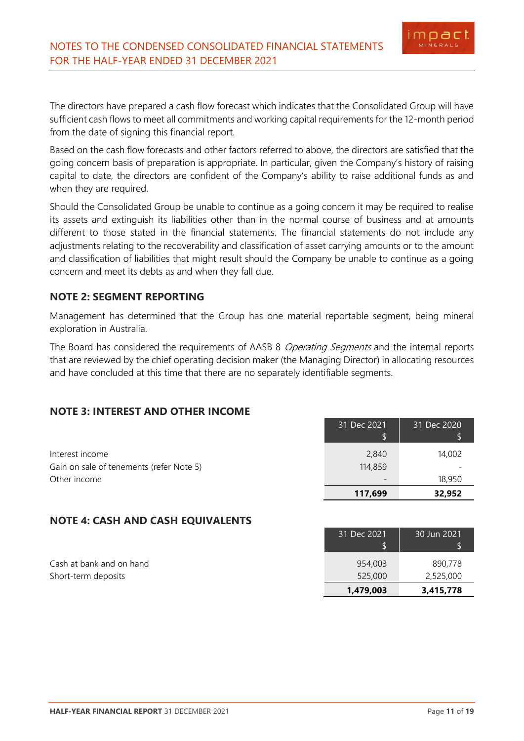The directors have prepared a cash flow forecast which indicates that the Consolidated Group will have sufficient cash flows to meet all commitments and working capital requirements for the 12-month period from the date of signing this financial report.

Based on the cash flow forecasts and other factors referred to above, the directors are satisfied that the going concern basis of preparation is appropriate. In particular, given the Company's history of raising capital to date, the directors are confident of the Company's ability to raise additional funds as and when they are required.

Should the Consolidated Group be unable to continue as a going concern it may be required to realise its assets and extinguish its liabilities other than in the normal course of business and at amounts different to those stated in the financial statements. The financial statements do not include any adjustments relating to the recoverability and classification of asset carrying amounts or to the amount and classification of liabilities that might result should the Company be unable to continue as a going concern and meet its debts as and when they fall due.

## NOTE 2: SEGMENT REPORTING

Management has determined that the Group has one material reportable segment, being mineral exploration in Australia.

The Board has considered the requirements of AASB 8 *Operating Segments* and the internal reports that are reviewed by the chief operating decision maker (the Managing Director) in allocating resources and have concluded at this time that there are no separately identifiable segments.

## NOTE 3: INTEREST AND OTHER INCOME

| | 31 Dec 2021<br>$ | 31 Dec 2020<br>$ |
|---|---|---|
| Interest income | 2,840 | 14,002 |
| Gain on sale of tenements (refer Note 5) | 114,859 | - |
| Other income | - | 18,950 |
| | **117,699** | **32,952** |

## NOTE 4: CASH AND CASH EQUIVALENTS

| | 31 Dec 2021<br>$ | 30 Jun 2021<br>$ |
|---|---|---|
| Cash at bank and on hand | 954,003 | 890,778 |
| Short-term deposits | 525,000 | 2,525,000 |
| | **1,479,003** | **3,415,778** |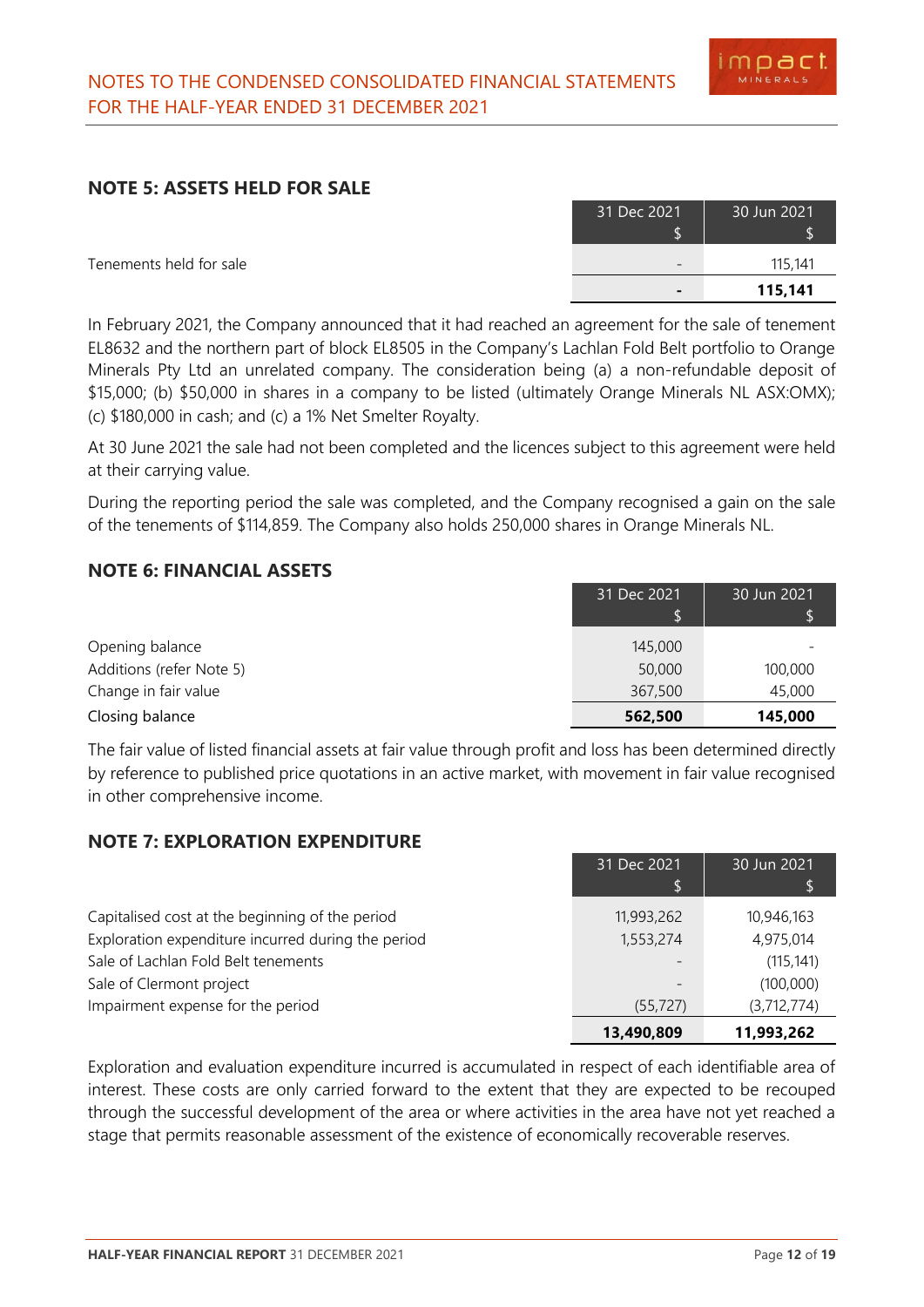## NOTE 5: ASSETS HELD FOR SALE

| | 31 Dec 2021 $ | 30 Jun 2021 $ |
|---|---|---|
| Tenements held for sale | - | 115,141 |
| | **-** | **115,141** |

In February 2021, the Company announced that it had reached an agreement for the sale of tenement EL8632 and the northern part of block EL8505 in the Company's Lachlan Fold Belt portfolio to Orange Minerals Pty Ltd an unrelated company. The consideration being (a) a non-refundable deposit of $15,000; (b) $50,000 in shares in a company to be listed (ultimately Orange Minerals NL ASX:OMX); (c) $180,000 in cash; and (c) a 1% Net Smelter Royalty.

At 30 June 2021 the sale had not been completed and the licences subject to this agreement were held at their carrying value.

During the reporting period the sale was completed, and the Company recognised a gain on the sale of the tenements of $114,859. The Company also holds 250,000 shares in Orange Minerals NL.

## NOTE 6: FINANCIAL ASSETS

| | 31 Dec 2021 $ | 30 Jun 2021 $ |
|---|---|---|
| Opening balance | 145,000 | - |
| Additions (refer Note 5) | 50,000 | 100,000 |
| Change in fair value | 367,500 | 45,000 |
| Closing balance | **562,500** | **145,000** |

The fair value of listed financial assets at fair value through profit and loss has been determined directly by reference to published price quotations in an active market, with movement in fair value recognised in other comprehensive income.

## NOTE 7: EXPLORATION EXPENDITURE

| | 31 Dec 2021 $ | 30 Jun 2021 $ |
|---|---|---|
| Capitalised cost at the beginning of the period | 11,993,262 | 10,946,163 |
| Exploration expenditure incurred during the period | 1,553,274 | 4,975,014 |
| Sale of Lachlan Fold Belt tenements | - | (115,141) |
| Sale of Clermont project | - | (100,000) |
| Impairment expense for the period | (55,727) | (3,712,774) |
| | **13,490,809** | **11,993,262** |

Exploration and evaluation expenditure incurred is accumulated in respect of each identifiable area of interest. These costs are only carried forward to the extent that they are expected to be recouped through the successful development of the area or where activities in the area have not yet reached a stage that permits reasonable assessment of the existence of economically recoverable reserves.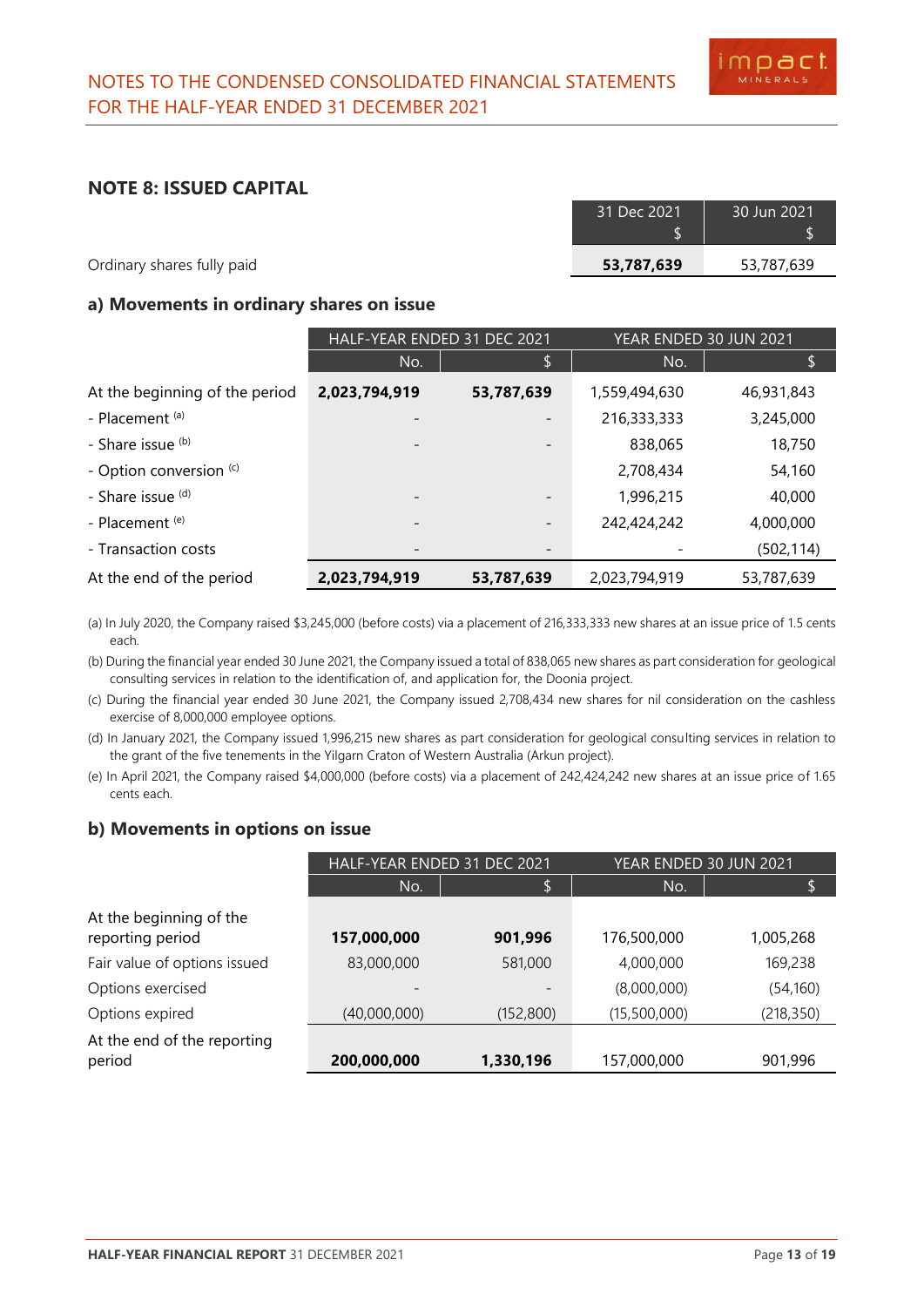## NOTE 8: ISSUED CAPITAL

| | 31 Dec 2021 $ | 30 Jun 2021 $ |
|---|---|---|
| Ordinary shares fully paid | **53,787,639** | 53,787,639 |

### a) Movements in ordinary shares on issue

| | HALF-YEAR ENDED 31 DEC 2021 | | YEAR ENDED 30 JUN 2021 | |
|---|---|---|---|---|
| | No. | $ | No. | $ |
| At the beginning of the period | **2,023,794,919** | **53,787,639** | 1,559,494,630 | 46,931,843 |
| - Placement [(a)] | - | - | 216,333,333 | 3,245,000 |
| - Share issue [(b)] | - | - | 838,065 | 18,750 |
| - Option conversion [(c)] | | | 2,708,434 | 54,160 |
| - Share issue [(d)] | - | - | 1,996,215 | 40,000 |
| - Placement [(e)] | - | - | 242,424,242 | 4,000,000 |
| - Transaction costs | - | - | - | (502,114) |
| At the end of the period | **2,023,794,919** | **53,787,639** | 2,023,794,919 | 53,787,639 |

(a) In July 2020, the Company raised $3,245,000 (before costs) via a placement of 216,333,333 new shares at an issue price of 1.5 cents each.

(b) During the financial year ended 30 June 2021, the Company issued a total of 838,065 new shares as part consideration for geological consulting services in relation to the identification of, and application for, the Doonia project.

(c) During the financial year ended 30 June 2021, the Company issued 2,708,434 new shares for nil consideration on the cashless exercise of 8,000,000 employee options.

(d) In January 2021, the Company issued 1,996,215 new shares as part consideration for geological consulting services in relation to the grant of the five tenements in the Yilgarn Craton of Western Australia (Arkun project).

(e) In April 2021, the Company raised $4,000,000 (before costs) via a placement of 242,424,242 new shares at an issue price of 1.65 cents each.

### b) Movements in options on issue

| | HALF-YEAR ENDED 31 DEC 2021 | | YEAR ENDED 30 JUN 2021 | |
|---|---|---|---|---|
| | No. | $ | No. | $ |
| At the beginning of the reporting period | **157,000,000** | **901,996** | 176,500,000 | 1,005,268 |
| Fair value of options issued | 83,000,000 | 581,000 | 4,000,000 | 169,238 |
| Options exercised | - | - | (8,000,000) | (54,160) |
| Options expired | (40,000,000) | (152,800) | (15,500,000) | (218,350) |
| At the end of the reporting period | **200,000,000** | **1,330,196** | 157,000,000 | 901,996 |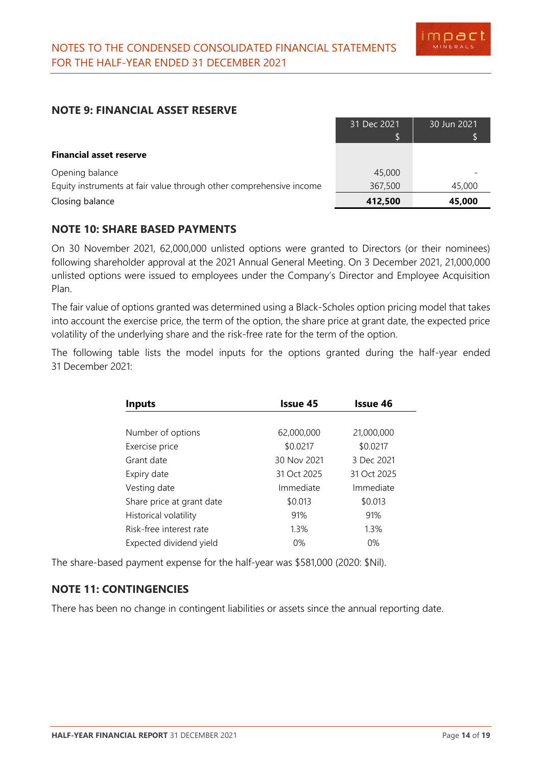## NOTE 9: FINANCIAL ASSET RESERVE

| | 31 Dec 2021 $ | 30 Jun 2021 $ |
|---|---|---|
| **Financial asset reserve** | | |
| Opening balance | 45,000 | - |
| Equity instruments at fair value through other comprehensive income | 367,500 | 45,000 |
| Closing balance | **412,500** | **45,000** |

## NOTE 10: SHARE BASED PAYMENTS

On 30 November 2021, 62,000,000 unlisted options were granted to Directors (or their nominees) following shareholder approval at the 2021 Annual General Meeting. On 3 December 2021, 21,000,000 unlisted options were issued to employees under the Company's Director and Employee Acquisition Plan.

The fair value of options granted was determined using a Black-Scholes option pricing model that takes into account the exercise price, the term of the option, the share price at grant date, the expected price volatility of the underlying share and the risk-free rate for the term of the option.

The following table lists the model inputs for the options granted during the half-year ended 31 December 2021:

| Inputs | Issue 45 | Issue 46 |
|---|---|---|
| Number of options | 62,000,000 | 21,000,000 |
| Exercise price | $0.0217 | $0.0217 |
| Grant date | 30 Nov 2021 | 3 Dec 2021 |
| Expiry date | 31 Oct 2025 | 31 Oct 2025 |
| Vesting date | Immediate | Immediate |
| Share price at grant date | $0.013 | $0.013 |
| Historical volatility | 91% | 91% |
| Risk-free interest rate | 1.3% | 1.3% |
| Expected dividend yield | 0% | 0% |

The share-based payment expense for the half-year was $581,000 (2020: $Nil).

## NOTE 11: CONTINGENCIES

There has been no change in contingent liabilities or assets since the annual reporting date.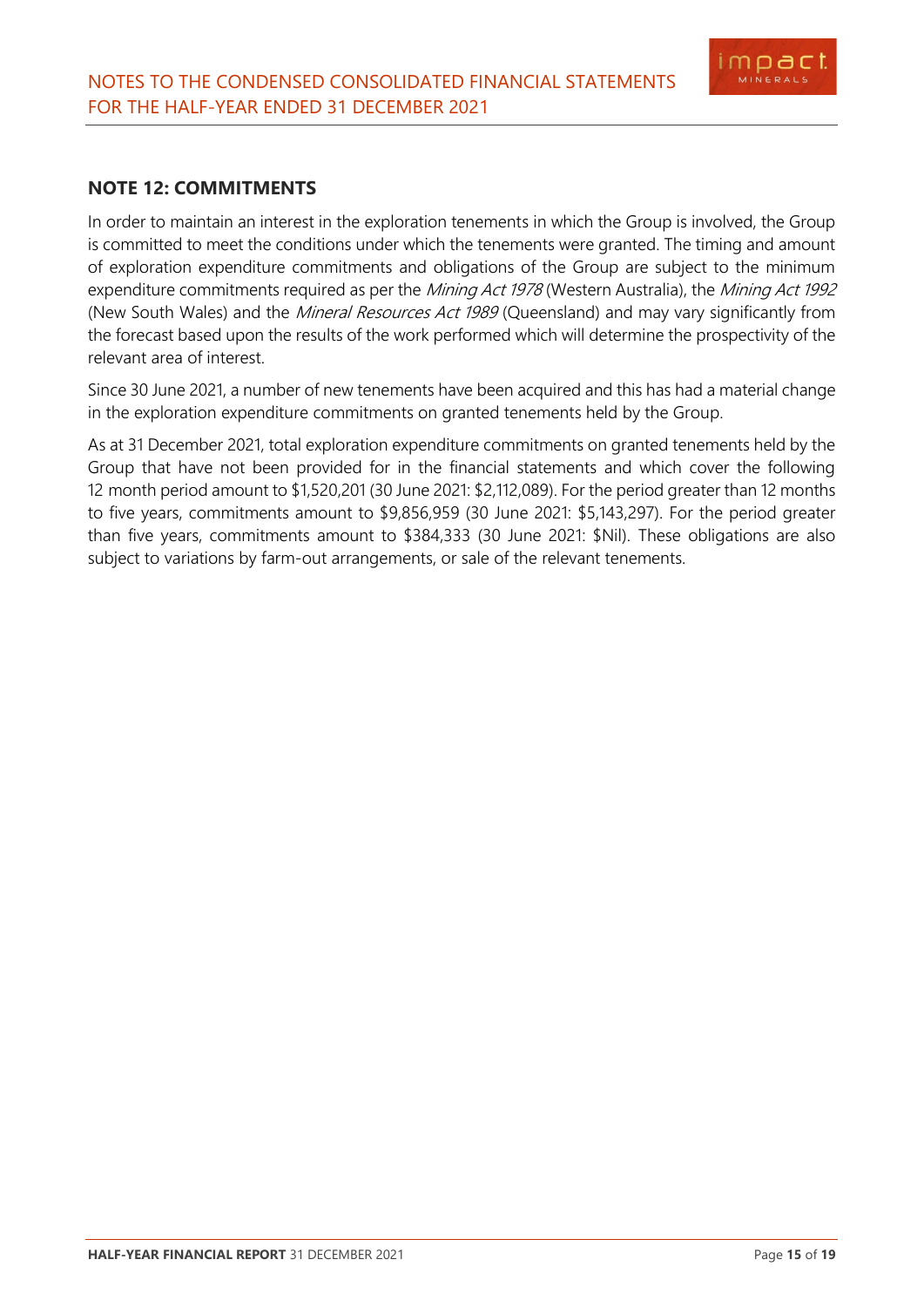## NOTE 12: COMMITMENTS

In order to maintain an interest in the exploration tenements in which the Group is involved, the Group is committed to meet the conditions under which the tenements were granted. The timing and amount of exploration expenditure commitments and obligations of the Group are subject to the minimum expenditure commitments required as per the *Mining Act 1978* (Western Australia), the *Mining Act 1992* (New South Wales) and the *Mineral Resources Act 1989* (Queensland) and may vary significantly from the forecast based upon the results of the work performed which will determine the prospectivity of the relevant area of interest.

Since 30 June 2021, a number of new tenements have been acquired and this has had a material change in the exploration expenditure commitments on granted tenements held by the Group.

As at 31 December 2021, total exploration expenditure commitments on granted tenements held by the Group that have not been provided for in the financial statements and which cover the following 12 month period amount to $1,520,201 (30 June 2021: $2,112,089). For the period greater than 12 months to five years, commitments amount to $9,856,959 (30 June 2021: $5,143,297). For the period greater than five years, commitments amount to $384,333 (30 June 2021: $Nil). These obligations are also subject to variations by farm-out arrangements, or sale of the relevant tenements.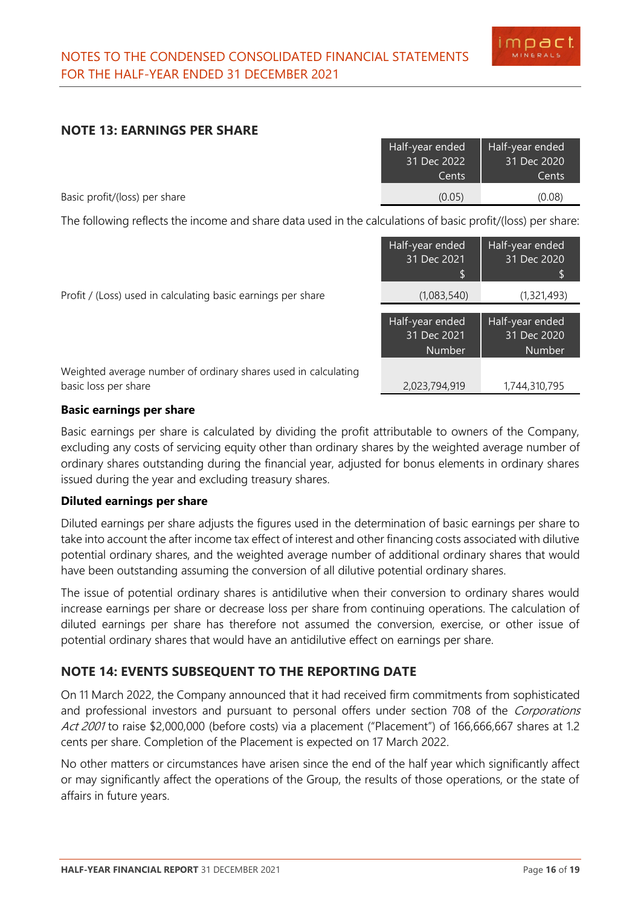## NOTE 13: EARNINGS PER SHARE

| | Half-year ended 31 Dec 2022 Cents | Half-year ended 31 Dec 2020 Cents |
|---|---|---|
| Basic profit/(loss) per share | (0.05) | (0.08) |

The following reflects the income and share data used in the calculations of basic profit/(loss) per share:

| | Half-year ended 31 Dec 2021 $ | Half-year ended 31 Dec 2020 $ |
|---|---|---|
| Profit / (Loss) used in calculating basic earnings per share | (1,083,540) | (1,321,493) |

| | Half-year ended 31 Dec 2021 Number | Half-year ended 31 Dec 2020 Number |
|---|---|---|
| Weighted average number of ordinary shares used in calculating basic loss per share | 2,023,794,919 | 1,744,310,795 |

**Basic earnings per share**

Basic earnings per share is calculated by dividing the profit attributable to owners of the Company, excluding any costs of servicing equity other than ordinary shares by the weighted average number of ordinary shares outstanding during the financial year, adjusted for bonus elements in ordinary shares issued during the year and excluding treasury shares.

**Diluted earnings per share**

Diluted earnings per share adjusts the figures used in the determination of basic earnings per share to take into account the after income tax effect of interest and other financing costs associated with dilutive potential ordinary shares, and the weighted average number of additional ordinary shares that would have been outstanding assuming the conversion of all dilutive potential ordinary shares.

The issue of potential ordinary shares is antidilutive when their conversion to ordinary shares would increase earnings per share or decrease loss per share from continuing operations. The calculation of diluted earnings per share has therefore not assumed the conversion, exercise, or other issue of potential ordinary shares that would have an antidilutive effect on earnings per share.

## NOTE 14: EVENTS SUBSEQUENT TO THE REPORTING DATE

On 11 March 2022, the Company announced that it had received firm commitments from sophisticated and professional investors and pursuant to personal offers under section 708 of the *Corporations Act 2001* to raise $2,000,000 (before costs) via a placement ("Placement") of 166,666,667 shares at 1.2 cents per share. Completion of the Placement is expected on 17 March 2022.

No other matters or circumstances have arisen since the end of the half year which significantly affect or may significantly affect the operations of the Group, the results of those operations, or the state of affairs in future years.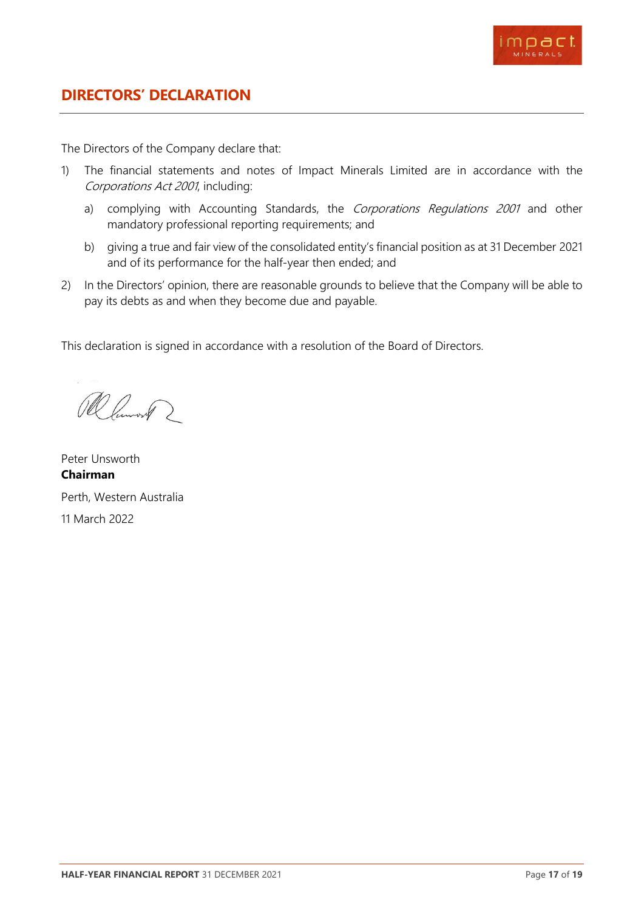# DIRECTORS' DECLARATION

The Directors of the Company declare that:

1) The financial statements and notes of Impact Minerals Limited are in accordance with the *Corporations Act 2001*, including:

   a) complying with Accounting Standards, the *Corporations Regulations 2001* and other mandatory professional reporting requirements; and

   b) giving a true and fair view of the consolidated entity's financial position as at 31 December 2021 and of its performance for the half-year then ended; and

2) In the Directors' opinion, there are reasonable grounds to believe that the Company will be able to pay its debts as and when they become due and payable.

This declaration is signed in accordance with a resolution of the Board of Directors.

Peter Unsworth
**Chairman**

Perth, Western Australia

11 March 2022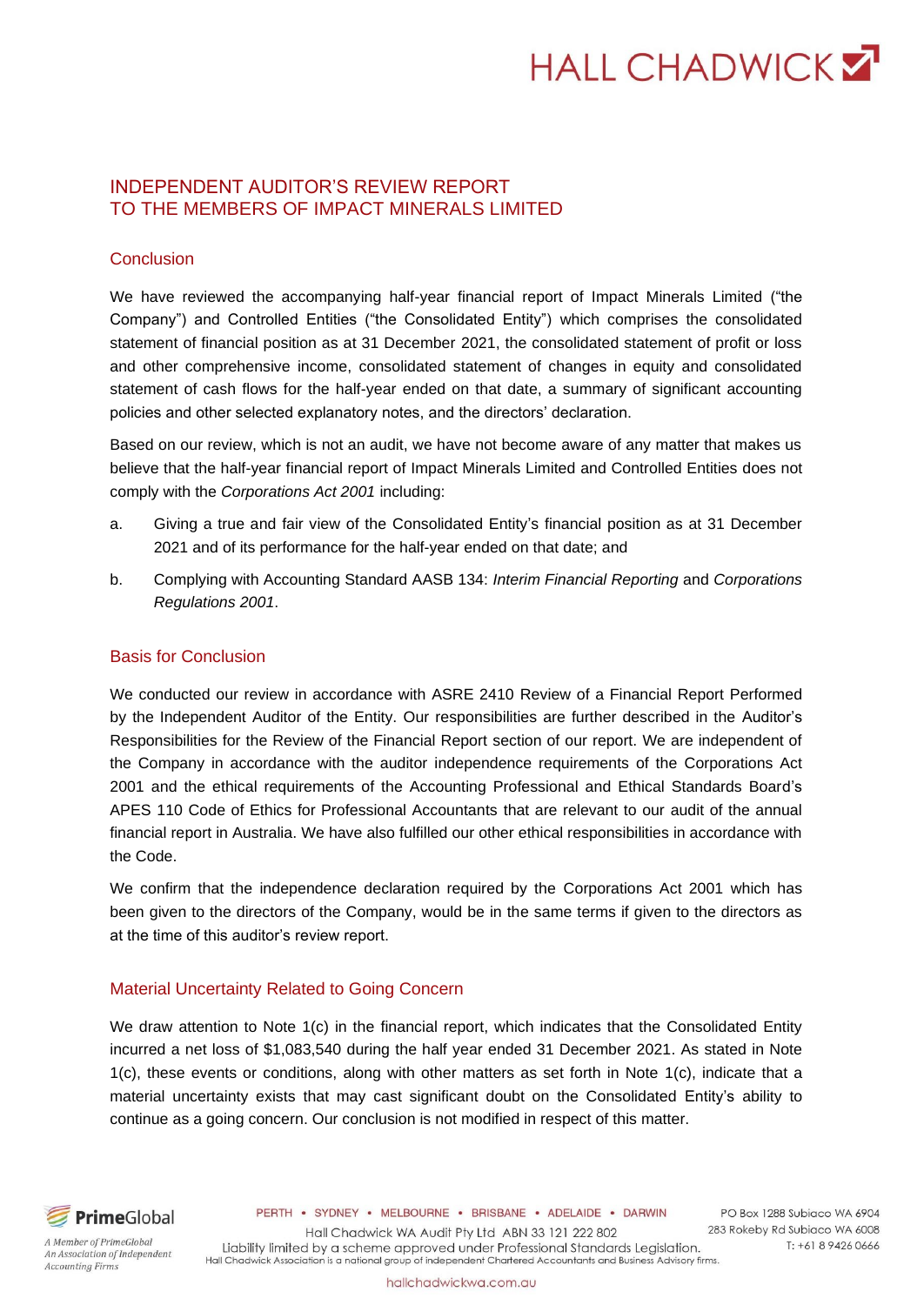# INDEPENDENT AUDITOR'S REVIEW REPORT TO THE MEMBERS OF IMPACT MINERALS LIMITED

## Conclusion

We have reviewed the accompanying half-year financial report of Impact Minerals Limited ("the Company") and Controlled Entities ("the Consolidated Entity") which comprises the consolidated statement of financial position as at 31 December 2021, the consolidated statement of profit or loss and other comprehensive income, consolidated statement of changes in equity and consolidated statement of cash flows for the half-year ended on that date, a summary of significant accounting policies and other selected explanatory notes, and the directors' declaration.

Based on our review, which is not an audit, we have not become aware of any matter that makes us believe that the half-year financial report of Impact Minerals Limited and Controlled Entities does not comply with the *Corporations Act 2001* including:

a. Giving a true and fair view of the Consolidated Entity's financial position as at 31 December 2021 and of its performance for the half-year ended on that date; and

b. Complying with Accounting Standard AASB 134: *Interim Financial Reporting* and *Corporations Regulations 2001*.

## Basis for Conclusion

We conducted our review in accordance with ASRE 2410 Review of a Financial Report Performed by the Independent Auditor of the Entity. Our responsibilities are further described in the Auditor's Responsibilities for the Review of the Financial Report section of our report. We are independent of the Company in accordance with the auditor independence requirements of the Corporations Act 2001 and the ethical requirements of the Accounting Professional and Ethical Standards Board's APES 110 Code of Ethics for Professional Accountants that are relevant to our audit of the annual financial report in Australia. We have also fulfilled our other ethical responsibilities in accordance with the Code.

We confirm that the independence declaration required by the Corporations Act 2001 which has been given to the directors of the Company, would be in the same terms if given to the directors as at the time of this auditor's review report.

## Material Uncertainty Related to Going Concern

We draw attention to Note 1(c) in the financial report, which indicates that the Consolidated Entity incurred a net loss of $1,083,540 during the half year ended 31 December 2021. As stated in Note 1(c), these events or conditions, along with other matters as set forth in Note 1(c), indicate that a material uncertainty exists that may cast significant doubt on the Consolidated Entity's ability to continue as a going concern. Our conclusion is not modified in respect of this matter.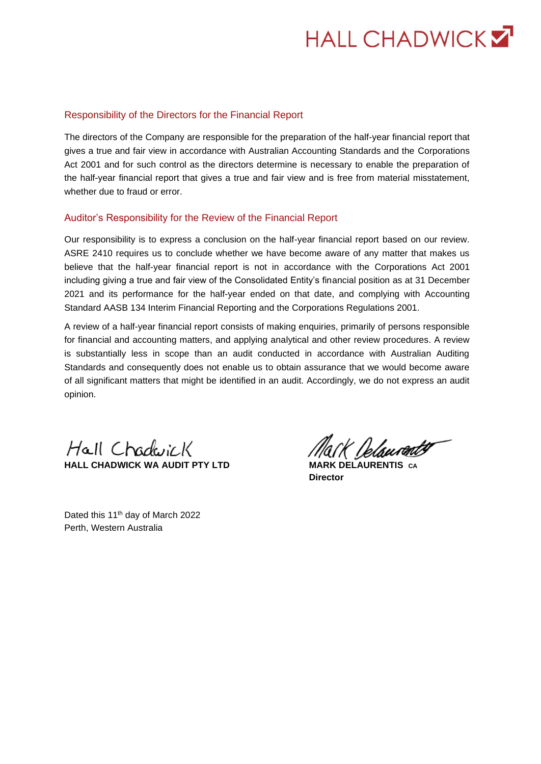## Responsibility of the Directors for the Financial Report

The directors of the Company are responsible for the preparation of the half-year financial report that gives a true and fair view in accordance with Australian Accounting Standards and the Corporations Act 2001 and for such control as the directors determine is necessary to enable the preparation of the half-year financial report that gives a true and fair view and is free from material misstatement, whether due to fraud or error.

## Auditor's Responsibility for the Review of the Financial Report

Our responsibility is to express a conclusion on the half-year financial report based on our review. ASRE 2410 requires us to conclude whether we have become aware of any matter that makes us believe that the half-year financial report is not in accordance with the Corporations Act 2001 including giving a true and fair view of the Consolidated Entity's financial position as at 31 December 2021 and its performance for the half-year ended on that date, and complying with Accounting Standard AASB 134 Interim Financial Reporting and the Corporations Regulations 2001.

A review of a half-year financial report consists of making enquiries, primarily of persons responsible for financial and accounting matters, and applying analytical and other review procedures. A review is substantially less in scope than an audit conducted in accordance with Australian Auditing Standards and consequently does not enable us to obtain assurance that we would become aware of all significant matters that might be identified in an audit. Accordingly, we do not express an audit opinion.

Hall Chadwick
**HALL CHADWICK WA AUDIT PTY LTD**

Mark Delaurentis
**MARK DELAURENTIS** CA
**Director**

Dated this 11th day of March 2022
Perth, Western Australia